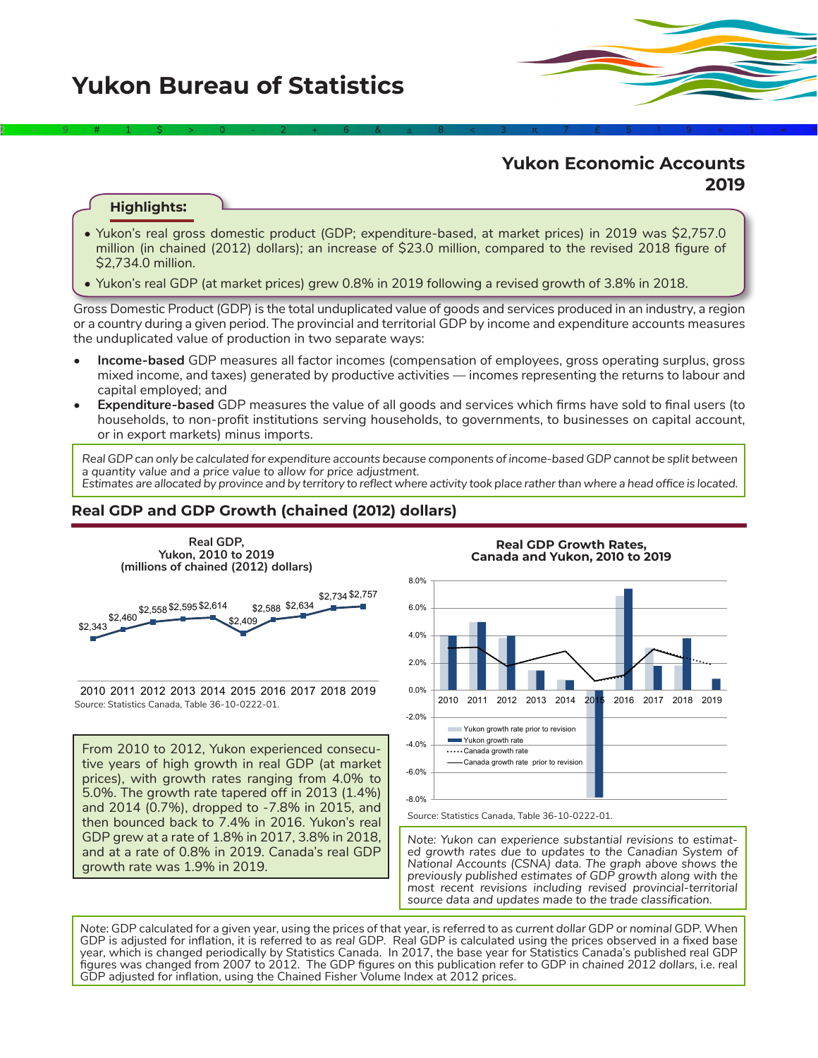# Yukon Bureau of Statistics

## Yukon Economic Accounts 2019

**Highlights:**

- Yukon's real gross domestic product (GDP; expenditure-based, at market prices) in 2019 was $2,757.0 million (in chained (2012) dollars); an increase of $23.0 million, compared to the revised 2018 figure of $2,734.0 million.
- Yukon's real GDP (at market prices) grew 0.8% in 2019 following a revised growth of 3.8% in 2018.

Gross Domestic Product (GDP) is the total unduplicated value of goods and services produced in an industry, a region or a country during a given period. The provincial and territorial GDP by income and expenditure accounts measures the unduplicated value of production in two separate ways:

- **Income-based** GDP measures all factor incomes (compensation of employees, gross operating surplus, gross mixed income, and taxes) generated by productive activities — incomes representing the returns to labour and capital employed; and
- **Expenditure-based** GDP measures the value of all goods and services which firms have sold to final users (to households, to non-profit institutions serving households, to governments, to businesses on capital account, or in export markets) minus imports.

*Real GDP can only be calculated for expenditure accounts because components of income-based GDP cannot be split between a quantity value and a price value to allow for price adjustment.*
*Estimates are allocated by province and by territory to reflect where activity took place rather than where a head office is located.*

## Real GDP and GDP Growth (chained (2012) dollars)

**Real GDP, Yukon, 2010 to 2019 (millions of chained (2012) dollars)**

| 2010 | 2011 | 2012 | 2013 | 2014 | 2015 | 2016 | 2017 | 2018 | 2019 |
|---|---|---|---|---|---|---|---|---|---|
| $2,343 | $2,460 | $2,558 | $2,595 | $2,614 | $2,409 | $2,588 | $2,634 | $2,734 | $2,757 |

Source: Statistics Canada, Table 36-10-0222-01.

**Real GDP Growth Rates, Canada and Yukon, 2010 to 2019**

Legend: Yukon growth rate prior to revision; Yukon growth rate; Canada growth rate; Canada growth rate prior to revision

*Source: Statistics Canada, Table 36-10-0222-01.*

From 2010 to 2012, Yukon experienced consecutive years of high growth in real GDP (at market prices), with growth rates ranging from 4.0% to 5.0%. The growth rate tapered off in 2013 (1.4%) and 2014 (0.7%), dropped to -7.8% in 2015, and then bounced back to 7.4% in 2016. Yukon's real GDP grew at a rate of 1.8% in 2017, 3.8% in 2018, and at a rate of 0.8% in 2019. Canada's real GDP growth rate was 1.9% in 2019.

*Note: Yukon can experience substantial revisions to estimated growth rates due to updates to the Canadian System of National Accounts (CSNA) data. The graph above shows the previously published estimates of GDP growth along with the most recent revisions including revised provincial-territorial source data and updates made to the trade classification.*

Note: GDP calculated for a given year, using the prices of that year, is referred to as *current dollar* GDP or *nominal* GDP. When GDP is adjusted for inflation, it is referred to as *real* GDP. Real GDP is calculated using the prices observed in a fixed base year, which is changed periodically by Statistics Canada. In 2017, the base year for Statistics Canada's published real GDP figures was changed from 2007 to 2012. The GDP figures on this publication refer to GDP in *chained 2012 dollars*, i.e. real GDP adjusted for inflation, using the Chained Fisher Volume Index at 2012 prices.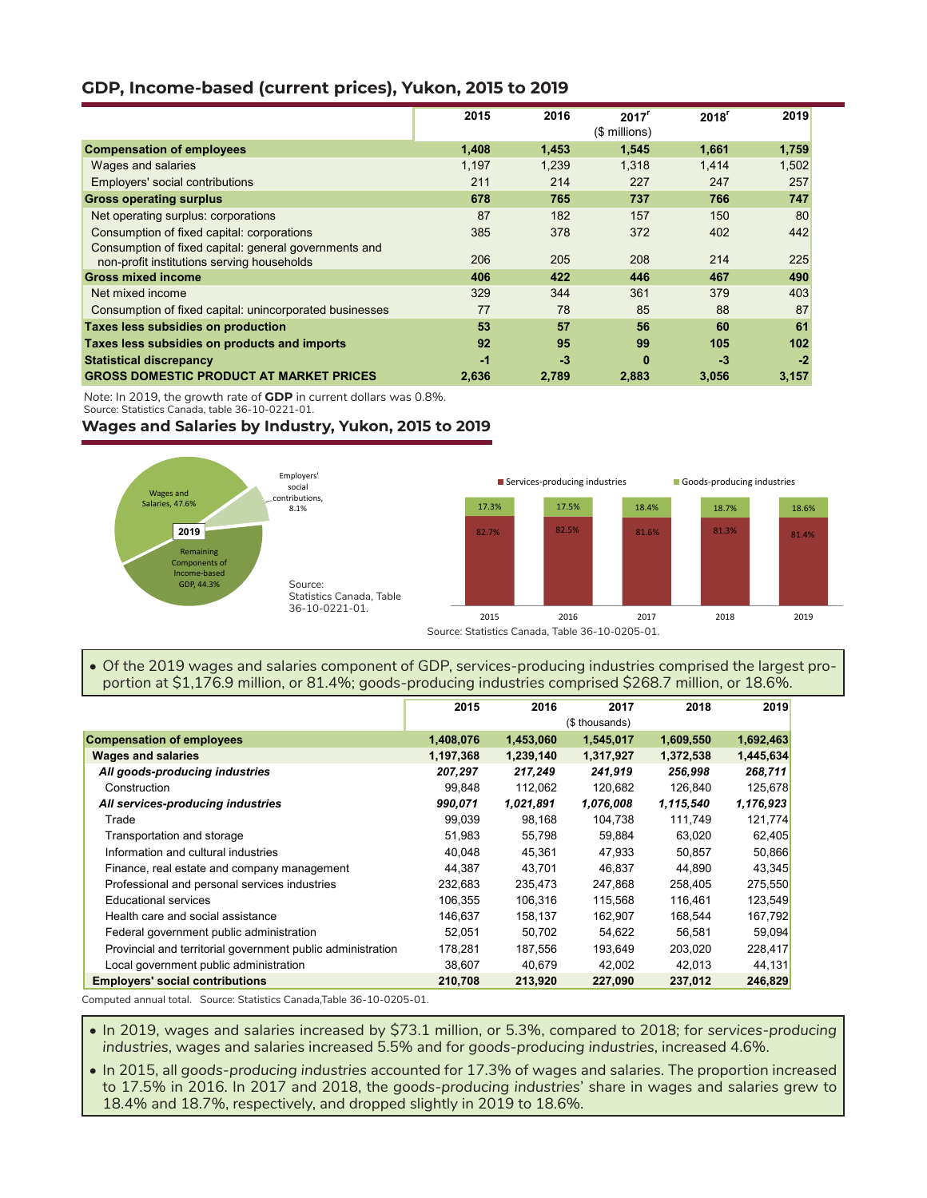## GDP, Income-based (current prices), Yukon, 2015 to 2019

| | 2015 | 2016 | 2017[r] ($ millions) | 2018[r] | 2019 |
|---|---|---|---|---|---|
| **Compensation of employees** | **1,408** | **1,453** | **1,545** | **1,661** | **1,759** |
| Wages and salaries | 1,197 | 1,239 | 1,318 | 1,414 | 1,502 |
| Employers' social contributions | 211 | 214 | 227 | 247 | 257 |
| **Gross operating surplus** | **678** | **765** | **737** | **766** | **747** |
| Net operating surplus: corporations | 87 | 182 | 157 | 150 | 80 |
| Consumption of fixed capital: corporations | 385 | 378 | 372 | 402 | 442 |
| Consumption of fixed capital: general governments and non-profit institutions serving households | 206 | 205 | 208 | 214 | 225 |
| **Gross mixed income** | **406** | **422** | **446** | **467** | **490** |
| Net mixed income | 329 | 344 | 361 | 379 | 403 |
| Consumption of fixed capital: unincorporated businesses | 77 | 78 | 85 | 88 | 87 |
| **Taxes less subsidies on production** | **53** | **57** | **56** | **60** | **61** |
| **Taxes less subsidies on products and imports** | **92** | **95** | **99** | **105** | **102** |
| **Statistical discrepancy** | **-1** | **-3** | **0** | **-3** | **-2** |
| **GROSS DOMESTIC PRODUCT AT MARKET PRICES** | **2,636** | **2,789** | **2,883** | **3,056** | **3,157** |

Note: In 2019, the growth rate of **GDP** in current dollars was 0.8%.
Source: Statistics Canada, table 36-10-0221-01.

## Wages and Salaries by Industry, Yukon, 2015 to 2019

2019: Wages and Salaries, 47.6%; Employers' social contributions, 8.1%; Remaining Components of Income-based GDP, 44.3%

Source: Statistics Canada, Table 36-10-0221-01.

| | 2015 | 2016 | 2017 | 2018 | 2019 |
|---|---|---|---|---|---|
| Services-producing industries | 82.7% | 82.5% | 81.6% | 81.3% | 81.4% |
| Goods-producing industries | 17.3% | 17.5% | 18.4% | 18.7% | 18.6% |

Source: Statistics Canada, Table 36-10-0205-01.

- Of the 2019 wages and salaries component of GDP, services-producing industries comprised the largest proportion at $1,176.9 million, or 81.4%; goods-producing industries comprised $268.7 million, or 18.6%.

| | 2015 | 2016 | 2017 ($ thousands) | 2018 | 2019 |
|---|---|---|---|---|---|
| **Compensation of employees** | **1,408,076** | **1,453,060** | **1,545,017** | **1,609,550** | **1,692,463** |
| **Wages and salaries** | **1,197,368** | **1,239,140** | **1,317,927** | **1,372,538** | **1,445,634** |
| ***All goods-producing industries*** | ***207,297*** | ***217,249*** | ***241,919*** | ***256,998*** | ***268,711*** |
| Construction | 99,848 | 112,062 | 120,682 | 126,840 | 125,678 |
| ***All services-producing industries*** | ***990,071*** | ***1,021,891*** | ***1,076,008*** | ***1,115,540*** | ***1,176,923*** |
| Trade | 99,039 | 98,168 | 104,738 | 111,749 | 121,774 |
| Transportation and storage | 51,983 | 55,798 | 59,884 | 63,020 | 62,405 |
| Information and cultural industries | 40,048 | 45,361 | 47,933 | 50,857 | 50,866 |
| Finance, real estate and company management | 44,387 | 43,701 | 46,837 | 44,890 | 43,345 |
| Professional and personal services industries | 232,683 | 235,473 | 247,868 | 258,405 | 275,550 |
| Educational services | 106,355 | 106,316 | 115,568 | 116,461 | 123,549 |
| Health care and social assistance | 146,637 | 158,137 | 162,907 | 168,544 | 167,792 |
| Federal government public administration | 52,051 | 50,702 | 54,622 | 56,581 | 59,094 |
| Provincial and territorial government public administration | 178,281 | 187,556 | 193,649 | 203,020 | 228,417 |
| Local government public administration | 38,607 | 40,679 | 42,002 | 42,013 | 44,131 |
| **Employers' social contributions** | **210,708** | **213,920** | **227,090** | **237,012** | **246,829** |

Computed annual total. Source: Statistics Canada,Table 36-10-0205-01.

- In 2019, wages and salaries increased by $73.1 million, or 5.3%, compared to 2018; for *services-producing industries*, wages and salaries increased 5.5% and for *goods-producing industries*, increased 4.6%.
- In 2015, all *goods-producing industries* accounted for 17.3% of wages and salaries. The proportion increased to 17.5% in 2016. In 2017 and 2018, the *goods-producing industries*' share in wages and salaries grew to 18.4% and 18.7%, respectively, and dropped slightly in 2019 to 18.6%.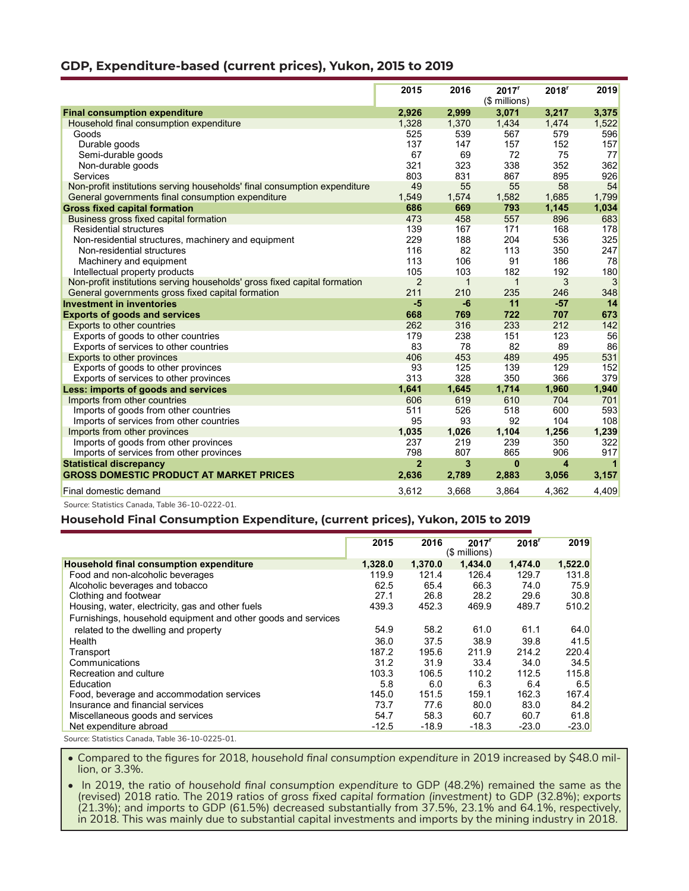## GDP, Expenditure-based (current prices), Yukon, 2015 to 2019

| | 2015 | 2016 | 2017[r] | 2018[r] | 2019 |
|---|---|---|---|---|---|
| | | | ($ millions) | | |
| **Final consumption expenditure** | **2,926** | **2,999** | **3,071** | **3,217** | **3,375** |
| Household final consumption expenditure | 1,328 | 1,370 | 1,434 | 1,474 | 1,522 |
| Goods | 525 | 539 | 567 | 579 | 596 |
| Durable goods | 137 | 147 | 157 | 152 | 157 |
| Semi-durable goods | 67 | 69 | 72 | 75 | 77 |
| Non-durable goods | 321 | 323 | 338 | 352 | 362 |
| Services | 803 | 831 | 867 | 895 | 926 |
| Non-profit institutions serving households' final consumption expenditure | 49 | 55 | 55 | 58 | 54 |
| General governments final consumption expenditure | 1,549 | 1,574 | 1,582 | 1,685 | 1,799 |
| **Gross fixed capital formation** | **686** | **669** | **793** | **1,145** | **1,034** |
| Business gross fixed capital formation | 473 | 458 | 557 | 896 | 683 |
| Residential structures | 139 | 167 | 171 | 168 | 178 |
| Non-residential structures, machinery and equipment | 229 | 188 | 204 | 536 | 325 |
| Non-residential structures | 116 | 82 | 113 | 350 | 247 |
| Machinery and equipment | 113 | 106 | 91 | 186 | 78 |
| Intellectual property products | 105 | 103 | 182 | 192 | 180 |
| Non-profit institutions serving households' gross fixed capital formation | 2 | 1 | 1 | 3 | 3 |
| General governments gross fixed capital formation | 211 | 210 | 235 | 246 | 348 |
| **Investment in inventories** | **-5** | **-6** | **11** | **-57** | **14** |
| **Exports of goods and services** | **668** | **769** | **722** | **707** | **673** |
| Exports to other countries | 262 | 316 | 233 | 212 | 142 |
| Exports of goods to other countries | 179 | 238 | 151 | 123 | 56 |
| Exports of services to other countries | 83 | 78 | 82 | 89 | 86 |
| Exports to other provinces | 406 | 453 | 489 | 495 | 531 |
| Exports of goods to other provinces | 93 | 125 | 139 | 129 | 152 |
| Exports of services to other provinces | 313 | 328 | 350 | 366 | 379 |
| **Less: imports of goods and services** | **1,641** | **1,645** | **1,714** | **1,960** | **1,940** |
| Imports from other countries | 606 | 619 | 610 | 704 | 701 |
| Imports of goods from other countries | 511 | 526 | 518 | 600 | 593 |
| Imports of services from other countries | 95 | 93 | 92 | 104 | 108 |
| Imports from other provinces | 1,035 | 1,026 | 1,104 | 1,256 | 1,239 |
| Imports of goods from other provinces | 237 | 219 | 239 | 350 | 322 |
| Imports of services from other provinces | 798 | 807 | 865 | 906 | 917 |
| **Statistical discrepancy** | **2** | **3** | **0** | **4** | **1** |
| **GROSS DOMESTIC PRODUCT AT MARKET PRICES** | **2,636** | **2,789** | **2,883** | **3,056** | **3,157** |
| Final domestic demand | 3,612 | 3,668 | 3,864 | 4,362 | 4,409 |

Source: Statistics Canada, Table 36-10-0222-01.

## Household Final Consumption Expenditure, (current prices), Yukon, 2015 to 2019

| | 2015 | 2016 | 2017[r] | 2018[r] | 2019 |
|---|---|---|---|---|---|
| | | | ($ millions) | | |
| **Household final consumption expenditure** | **1,328.0** | **1,370.0** | **1,434.0** | **1,474.0** | **1,522.0** |
| Food and non-alcoholic beverages | 119.9 | 121.4 | 126.4 | 129.7 | 131.8 |
| Alcoholic beverages and tobacco | 62.5 | 65.4 | 66.3 | 74.0 | 75.9 |
| Clothing and footwear | 27.1 | 26.8 | 28.2 | 29.6 | 30.8 |
| Housing, water, electricity, gas and other fuels | 439.3 | 452.3 | 469.9 | 489.7 | 510.2 |
| Furnishings, household equipment and other goods and services related to the dwelling and property | 54.9 | 58.2 | 61.0 | 61.1 | 64.0 |
| Health | 36.0 | 37.5 | 38.9 | 39.8 | 41.5 |
| Transport | 187.2 | 195.6 | 211.9 | 214.2 | 220.4 |
| Communications | 31.2 | 31.9 | 33.4 | 34.0 | 34.5 |
| Recreation and culture | 103.3 | 106.5 | 110.2 | 112.5 | 115.8 |
| Education | 5.8 | 6.0 | 6.3 | 6.4 | 6.5 |
| Food, beverage and accommodation services | 145.0 | 151.5 | 159.1 | 162.3 | 167.4 |
| Insurance and financial services | 73.7 | 77.6 | 80.0 | 83.0 | 84.2 |
| Miscellaneous goods and services | 54.7 | 58.3 | 60.7 | 60.7 | 61.8 |
| Net expenditure abroad | -12.5 | -18.9 | -18.3 | -23.0 | -23.0 |

Source: Statistics Canada, Table 36-10-0225-01.

- Compared to the figures for 2018, *household final consumption expenditure* in 2019 increased by $48.0 million, or 3.3%.
- In 2019, the ratio of *household final consumption expenditure* to GDP (48.2%) remained the same as the (revised) 2018 ratio. The 2019 ratios of *gross fixed capital formation (investment)* to GDP (32.8%); *exports* (21.3%); and *imports* to GDP (61.5%) decreased substantially from 37.5%, 23.1% and 64.1%, respectively, in 2018. This was mainly due to substantial capital investments and imports by the mining industry in 2018.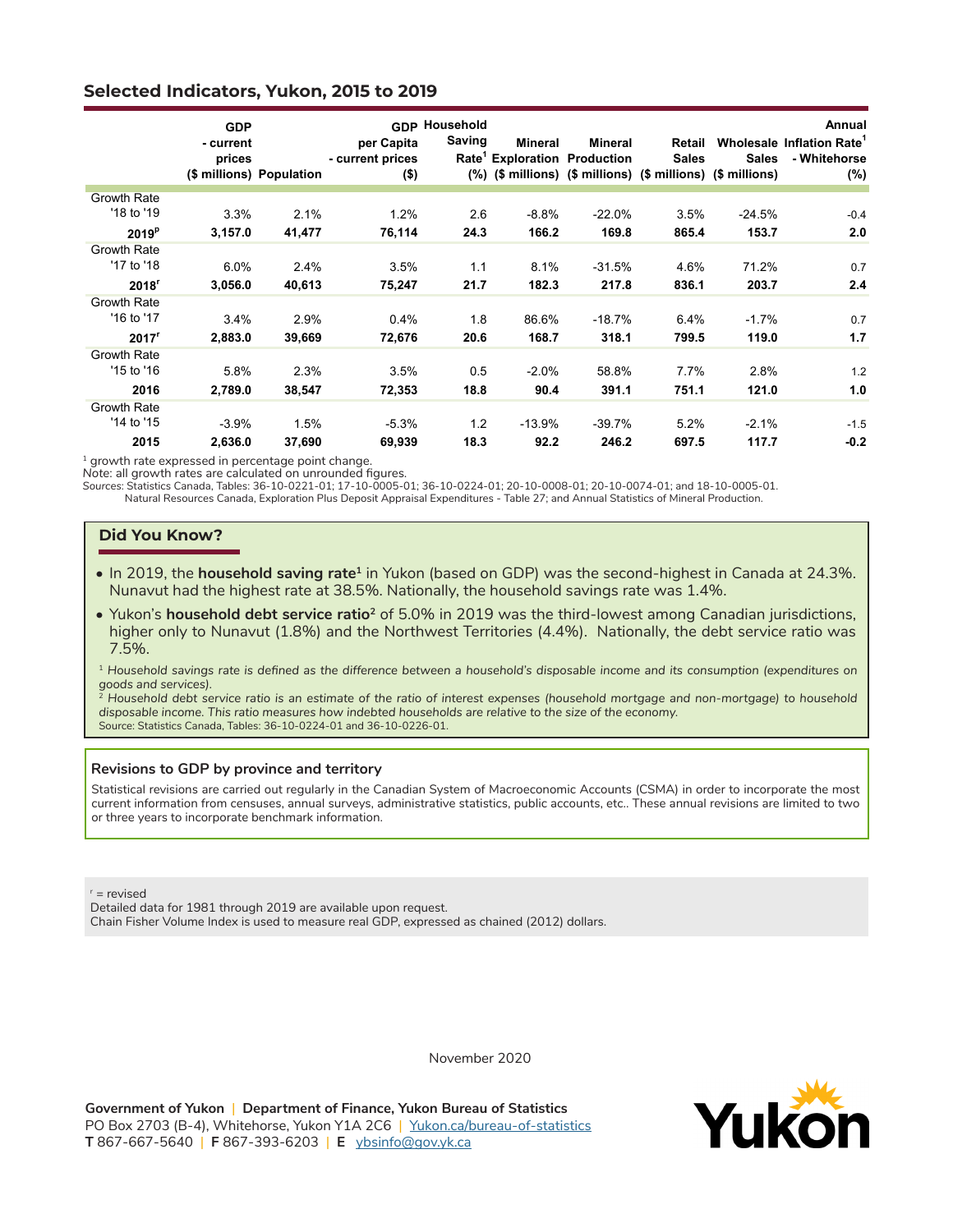## Selected Indicators, Yukon, 2015 to 2019

| | GDP - current prices ($ millions) | Population | GDP per Capita - current prices ($) | Household Saving Rate[1] (%) | Mineral Exploration ($ millions) | Mineral Production ($ millions) | Retail Sales ($ millions) | Wholesale Sales ($ millions) | Annual Inflation Rate[1] - Whitehorse (%) |
|---|---|---|---|---|---|---|---|---|---|
| Growth Rate '18 to '19 | 3.3% | 2.1% | 1.2% | 2.6 | -8.8% | -22.0% | 3.5% | -24.5% | -0.4 |
| **2019**[p] | **3,157.0** | **41,477** | **76,114** | **24.3** | **166.2** | **169.8** | **865.4** | **153.7** | **2.0** |
| Growth Rate '17 to '18 | 6.0% | 2.4% | 3.5% | 1.1 | 8.1% | -31.5% | 4.6% | 71.2% | 0.7 |
| **2018**[r] | **3,056.0** | **40,613** | **75,247** | **21.7** | **182.3** | **217.8** | **836.1** | **203.7** | **2.4** |
| Growth Rate '16 to '17 | 3.4% | 2.9% | 0.4% | 1.8 | 86.6% | -18.7% | 6.4% | -1.7% | 0.7 |
| **2017**[r] | **2,883.0** | **39,669** | **72,676** | **20.6** | **168.7** | **318.1** | **799.5** | **119.0** | **1.7** |
| Growth Rate '15 to '16 | 5.8% | 2.3% | 3.5% | 0.5 | -2.0% | 58.8% | 7.7% | 2.8% | 1.2 |
| **2016** | **2,789.0** | **38,547** | **72,353** | **18.8** | **90.4** | **391.1** | **751.1** | **121.0** | **1.0** |
| Growth Rate '14 to '15 | -3.9% | 1.5% | -5.3% | 1.2 | -13.9% | -39.7% | 5.2% | -2.1% | -1.5 |
| **2015** | **2,636.0** | **37,690** | **69,939** | **18.3** | **92.2** | **246.2** | **697.5** | **117.7** | **-0.2** |

[1] growth rate expressed in percentage point change.
Note: all growth rates are calculated on unrounded figures.
*Sources:* Statistics Canada, Tables: 36-10-0221-01; 17-10-0005-01; 36-10-0224-01; 20-10-0008-01; 20-10-0074-01; and 18-10-0005-01.
Natural Resources Canada, Exploration Plus Deposit Appraisal Expenditures - Table 27; and Annual Statistics of Mineral Production.

### Did You Know?

- In 2019, the **household saving rate[1]** in Yukon (based on GDP) was the second-highest in Canada at 24.3%. Nunavut had the highest rate at 38.5%. Nationally, the household savings rate was 1.4%.
- Yukon's **household debt service ratio[2]** of 5.0% in 2019 was the third-lowest among Canadian jurisdictions, higher only to Nunavut (1.8%) and the Northwest Territories (4.4%). Nationally, the debt service ratio was 7.5%.

[1] *Household savings rate is defined as the difference between a household's disposable income and its consumption (expenditures on goods and services).*
[2] *Household debt service ratio is an estimate of the ratio of interest expenses (household mortgage and non-mortgage) to household disposable income. This ratio measures how indebted households are relative to the size of the economy.*
Source: Statistics Canada, Tables: 36-10-0224-01 and 36-10-0226-01.

### Revisions to GDP by province and territory

Statistical revisions are carried out regularly in the Canadian System of Macroeconomic Accounts (CSMA) in order to incorporate the most current information from censuses, annual surveys, administrative statistics, public accounts, etc.. These annual revisions are limited to two or three years to incorporate benchmark information.

[r] = revised
Detailed data for 1981 through 2019 are available upon request.
Chain Fisher Volume Index is used to measure real GDP, expressed as chained (2012) dollars.

November 2020

**Government of Yukon | Department of Finance, Yukon Bureau of Statistics**
PO Box 2703 (B-4), Whitehorse, Yukon Y1A 2C6 | Yukon.ca/bureau-of-statistics
**T** 867-667-5640 | **F** 867-393-6203 | **E** ybsinfo@gov.yk.ca